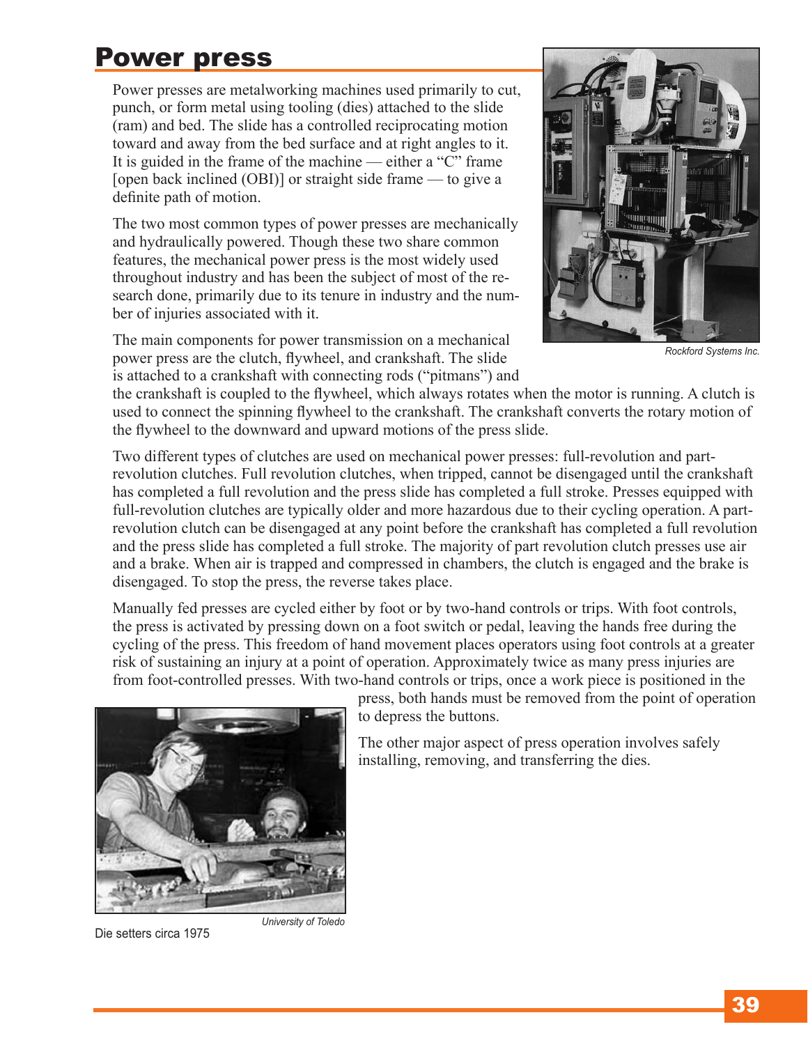# Power press

Power presses are metalworking machines used primarily to cut, punch, or form metal using tooling (dies) attached to the slide (ram) and bed. The slide has a controlled reciprocating motion toward and away from the bed surface and at right angles to it. It is guided in the frame of the machine — either a "C" frame [open back inclined (OBI)] or straight side frame — to give a definite path of motion.

The two most common types of power presses are mechanically and hydraulically powered. Though these two share common features, the mechanical power press is the most widely used throughout industry and has been the subject of most of the research done, primarily due to its tenure in industry and the number of injuries associated with it.

Rockford Systems Inc.

The main components for power transmission on a mechanical power press are the clutch, flywheel, and crankshaft. The slide is attached to a crankshaft with connecting rods ("pitmans") and the crankshaft is coupled to the flywheel, which always rotates when the motor is running. A clutch is used to connect the spinning flywheel to the crankshaft. The crankshaft converts the rotary motion of the flywheel to the downward and upward motions of the press slide.

Two different types of clutches are used on mechanical power presses: full-revolution and part-revolution clutches. Full revolution clutches, when tripped, cannot be disengaged until the crankshaft has completed a full revolution and the press slide has completed a full stroke. Presses equipped with full-revolution clutches are typically older and more hazardous due to their cycling operation. A part-revolution clutch can be disengaged at any point before the crankshaft has completed a full revolution and the press slide has completed a full stroke. The majority of part revolution clutch presses use air and a brake. When air is trapped and compressed in chambers, the clutch is engaged and the brake is disengaged. To stop the press, the reverse takes place.

Manually fed presses are cycled either by foot or by two-hand controls or trips. With foot controls, the press is activated by pressing down on a foot switch or pedal, leaving the hands free during the cycling of the press. This freedom of hand movement places operators using foot controls at a greater risk of sustaining an injury at a point of operation. Approximately twice as many press injuries are from foot-controlled presses. With two-hand controls or trips, once a work piece is positioned in the press, both hands must be removed from the point of operation to depress the buttons.

The other major aspect of press operation involves safely installing, removing, and transferring the dies.

University of Toledo

Die setters circa 1975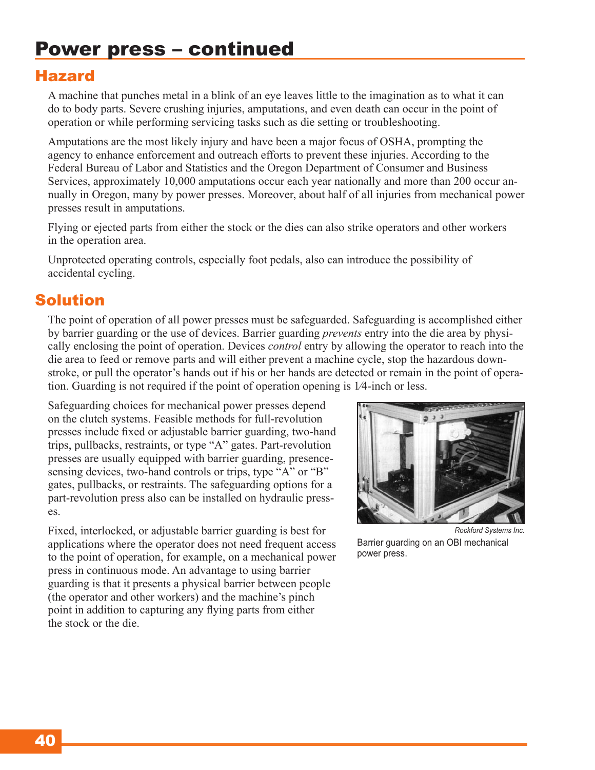# Power press – continued

## Hazard

A machine that punches metal in a blink of an eye leaves little to the imagination as to what it can do to body parts. Severe crushing injuries, amputations, and even death can occur in the point of operation or while performing servicing tasks such as die setting or troubleshooting.

Amputations are the most likely injury and have been a major focus of OSHA, prompting the agency to enhance enforcement and outreach efforts to prevent these injuries. According to the Federal Bureau of Labor and Statistics and the Oregon Department of Consumer and Business Services, approximately 10,000 amputations occur each year nationally and more than 200 occur annually in Oregon, many by power presses. Moreover, about half of all injuries from mechanical power presses result in amputations.

Flying or ejected parts from either the stock or the dies can also strike operators and other workers in the operation area.

Unprotected operating controls, especially foot pedals, also can introduce the possibility of accidental cycling.

## Solution

The point of operation of all power presses must be safeguarded. Safeguarding is accomplished either by barrier guarding or the use of devices. Barrier guarding *prevents* entry into the die area by physically enclosing the point of operation. Devices *control* entry by allowing the operator to reach into the die area to feed or remove parts and will either prevent a machine cycle, stop the hazardous downstroke, or pull the operator's hands out if his or her hands are detected or remain in the point of operation. Guarding is not required if the point of operation opening is 1⁄4-inch or less.

Safeguarding choices for mechanical power presses depend on the clutch systems. Feasible methods for full-revolution presses include fixed or adjustable barrier guarding, two-hand trips, pullbacks, restraints, or type "A" gates. Part-revolution presses are usually equipped with barrier guarding, presence-sensing devices, two-hand controls or trips, type "A" or "B" gates, pullbacks, or restraints. The safeguarding options for a part-revolution press also can be installed on hydraulic presses.

Fixed, interlocked, or adjustable barrier guarding is best for applications where the operator does not need frequent access to the point of operation, for example, on a mechanical power press in continuous mode. An advantage to using barrier guarding is that it presents a physical barrier between people (the operator and other workers) and the machine's pinch point in addition to capturing any flying parts from either the stock or the die.

*Rockford Systems Inc.*

Barrier guarding on an OBI mechanical power press.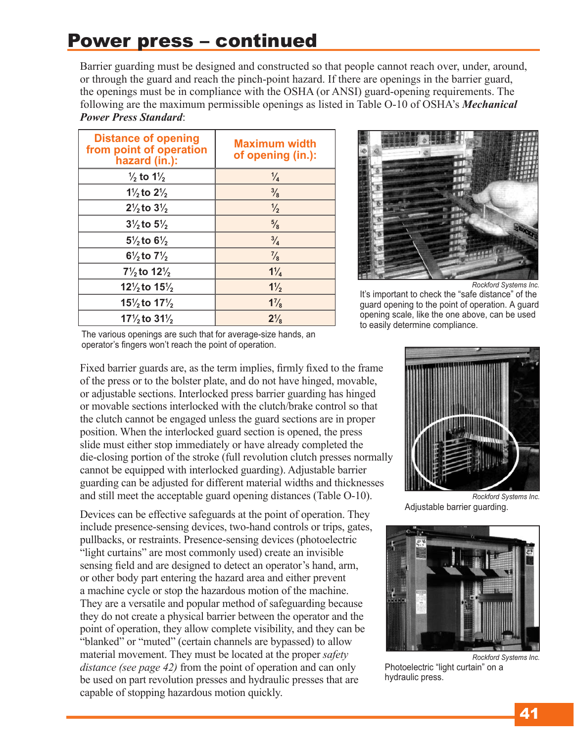## Power press – continued

Barrier guarding must be designed and constructed so that people cannot reach over, under, around, or through the guard and reach the pinch-point hazard. If there are openings in the barrier guard, the openings must be in compliance with the OSHA (or ANSI) guard-opening requirements. The following are the maximum permissible openings as listed in Table O-10 of OSHA's ***Mechanical Power Press Standard***:

| Distance of opening from point of operation hazard (in.): | Maximum width of opening (in.): |
|---|---|
| ½ to 1½ | ¼ |
| 1½ to 2½ | ⅜ |
| 2½ to 3½ | ½ |
| 3½ to 5½ | ⅝ |
| 5½ to 6½ | ¾ |
| 6½ to 7½ | ⅞ |
| 7½ to 12½ | 1¼ |
| 12½ to 15½ | 1½ |
| 15½ to 17½ | 1⅞ |
| 17½ to 31½ | 2⅛ |

The various openings are such that for average-size hands, an operator's fingers won't reach the point of operation.

Rockford Systems Inc.

It's important to check the "safe distance" of the guard opening to the point of operation. A guard opening scale, like the one above, can be used to easily determine compliance.

Fixed barrier guards are, as the term implies, firmly fixed to the frame of the press or to the bolster plate, and do not have hinged, movable, or adjustable sections. Interlocked press barrier guarding has hinged or movable sections interlocked with the clutch/brake control so that the clutch cannot be engaged unless the guard sections are in proper position. When the interlocked guard section is opened, the press slide must either stop immediately or have already completed the die-closing portion of the stroke (full revolution clutch presses normally cannot be equipped with interlocked guarding). Adjustable barrier guarding can be adjusted for different material widths and thicknesses and still meet the acceptable guard opening distances (Table O-10).

Rockford Systems Inc.

Adjustable barrier guarding.

Devices can be effective safeguards at the point of operation. They include presence-sensing devices, two-hand controls or trips, gates, pullbacks, or restraints. Presence-sensing devices (photoelectric "light curtains" are most commonly used) create an invisible sensing field and are designed to detect an operator's hand, arm, or other body part entering the hazard area and either prevent a machine cycle or stop the hazardous motion of the machine. They are a versatile and popular method of safeguarding because they do not create a physical barrier between the operator and the point of operation, they allow complete visibility, and they can be "blanked" or "muted" (certain channels are bypassed) to allow material movement. They must be located at the proper *safety distance (see page 42)* from the point of operation and can only be used on part revolution presses and hydraulic presses that are capable of stopping hazardous motion quickly.

Rockford Systems Inc.

Photoelectric "light curtain" on a hydraulic press.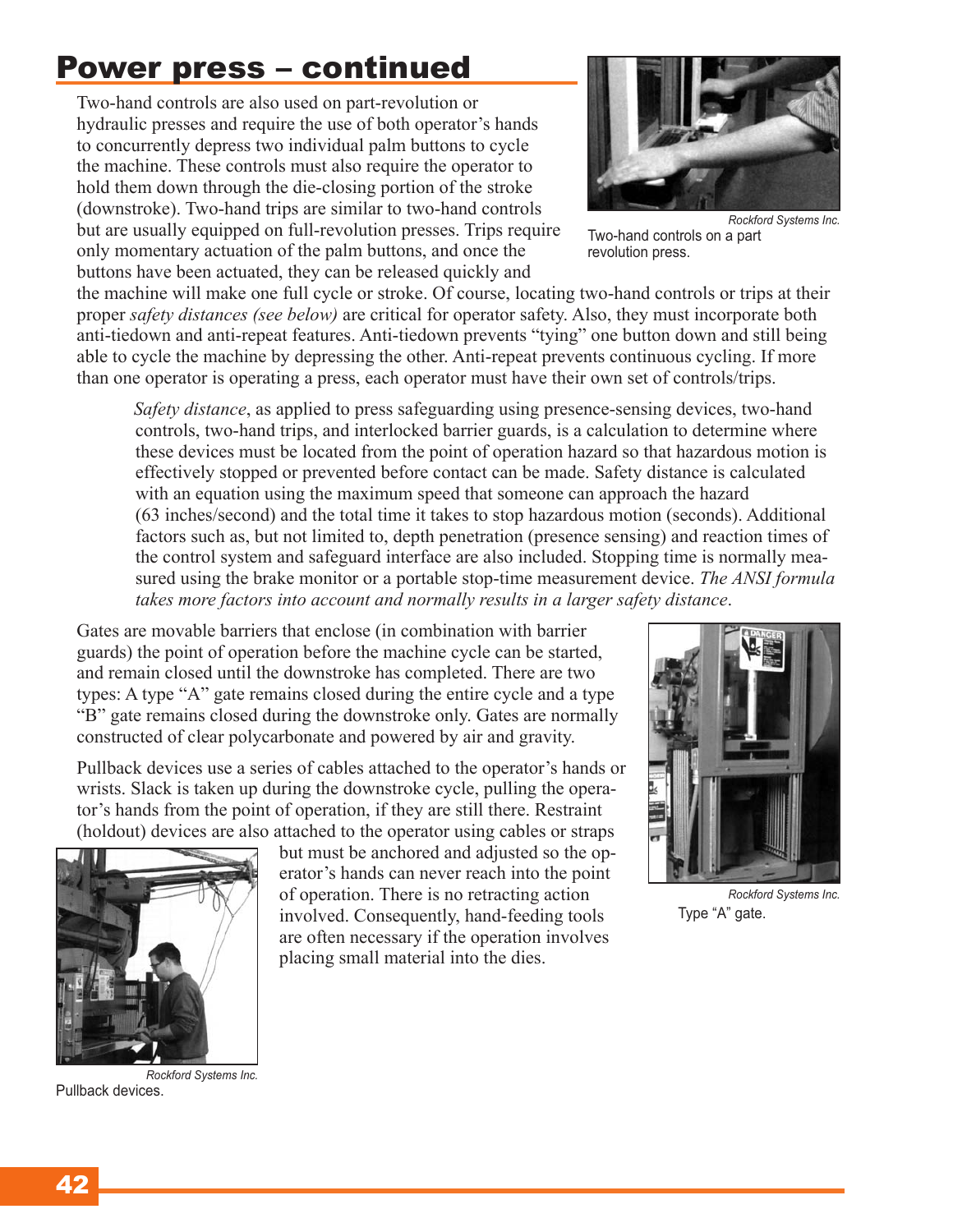## Power press – continued

Two-hand controls are also used on part-revolution or hydraulic presses and require the use of both operator's hands to concurrently depress two individual palm buttons to cycle the machine. These controls must also require the operator to hold them down through the die-closing portion of the stroke (downstroke). Two-hand trips are similar to two-hand controls but are usually equipped on full-revolution presses. Trips require only momentary actuation of the palm buttons, and once the buttons have been actuated, they can be released quickly and the machine will make one full cycle or stroke. Of course, locating two-hand controls or trips at their proper *safety distances (see below)* are critical for operator safety. Also, they must incorporate both anti-tiedown and anti-repeat features. Anti-tiedown prevents "tying" one button down and still being able to cycle the machine by depressing the other. Anti-repeat prevents continuous cycling. If more than one operator is operating a press, each operator must have their own set of controls/trips.

Rockford Systems Inc.
Two-hand controls on a part revolution press.

> *Safety distance*, as applied to press safeguarding using presence-sensing devices, two-hand controls, two-hand trips, and interlocked barrier guards, is a calculation to determine where these devices must be located from the point of operation hazard so that hazardous motion is effectively stopped or prevented before contact can be made. Safety distance is calculated with an equation using the maximum speed that someone can approach the hazard (63 inches/second) and the total time it takes to stop hazardous motion (seconds). Additional factors such as, but not limited to, depth penetration (presence sensing) and reaction times of the control system and safeguard interface are also included. Stopping time is normally measured using the brake monitor or a portable stop-time measurement device. *The ANSI formula takes more factors into account and normally results in a larger safety distance*.

Gates are movable barriers that enclose (in combination with barrier guards) the point of operation before the machine cycle can be started, and remain closed until the downstroke has completed. There are two types: A type "A" gate remains closed during the entire cycle and a type "B" gate remains closed during the downstroke only. Gates are normally constructed of clear polycarbonate and powered by air and gravity.

Rockford Systems Inc.
Type "A" gate.

Pullback devices use a series of cables attached to the operator's hands or wrists. Slack is taken up during the downstroke cycle, pulling the operator's hands from the point of operation, if they are still there. Restraint (holdout) devices are also attached to the operator using cables or straps but must be anchored and adjusted so the operator's hands can never reach into the point of operation. There is no retracting action involved. Consequently, hand-feeding tools are often necessary if the operation involves placing small material into the dies.

Rockford Systems Inc.
Pullback devices.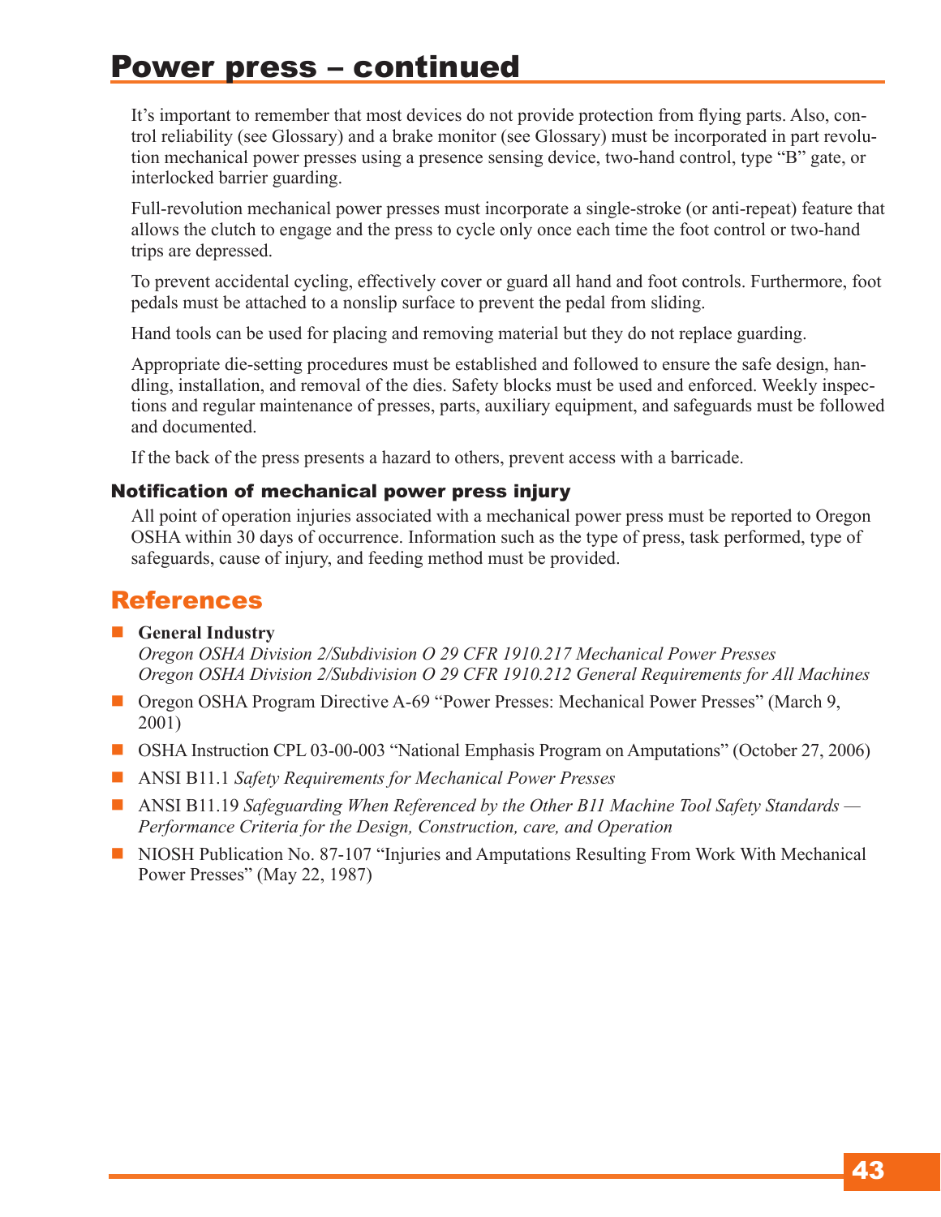# Power press – continued

It's important to remember that most devices do not provide protection from flying parts. Also, control reliability (see Glossary) and a brake monitor (see Glossary) must be incorporated in part revolution mechanical power presses using a presence sensing device, two-hand control, type "B" gate, or interlocked barrier guarding.

Full-revolution mechanical power presses must incorporate a single-stroke (or anti-repeat) feature that allows the clutch to engage and the press to cycle only once each time the foot control or two-hand trips are depressed.

To prevent accidental cycling, effectively cover or guard all hand and foot controls. Furthermore, foot pedals must be attached to a nonslip surface to prevent the pedal from sliding.

Hand tools can be used for placing and removing material but they do not replace guarding.

Appropriate die-setting procedures must be established and followed to ensure the safe design, handling, installation, and removal of the dies. Safety blocks must be used and enforced. Weekly inspections and regular maintenance of presses, parts, auxiliary equipment, and safeguards must be followed and documented.

If the back of the press presents a hazard to others, prevent access with a barricade.

### Notification of mechanical power press injury

All point of operation injuries associated with a mechanical power press must be reported to Oregon OSHA within 30 days of occurrence. Information such as the type of press, task performed, type of safeguards, cause of injury, and feeding method must be provided.

## References

- **General Industry**
  *Oregon OSHA Division 2/Subdivision O 29 CFR 1910.217 Mechanical Power Presses*
  *Oregon OSHA Division 2/Subdivision O 29 CFR 1910.212 General Requirements for All Machines*
- Oregon OSHA Program Directive A-69 "Power Presses: Mechanical Power Presses" (March 9, 2001)
- OSHA Instruction CPL 03-00-003 "National Emphasis Program on Amputations" (October 27, 2006)
- ANSI B11.1 *Safety Requirements for Mechanical Power Presses*
- ANSI B11.19 *Safeguarding When Referenced by the Other B11 Machine Tool Safety Standards — Performance Criteria for the Design, Construction, care, and Operation*
- NIOSH Publication No. 87-107 "Injuries and Amputations Resulting From Work With Mechanical Power Presses" (May 22, 1987)